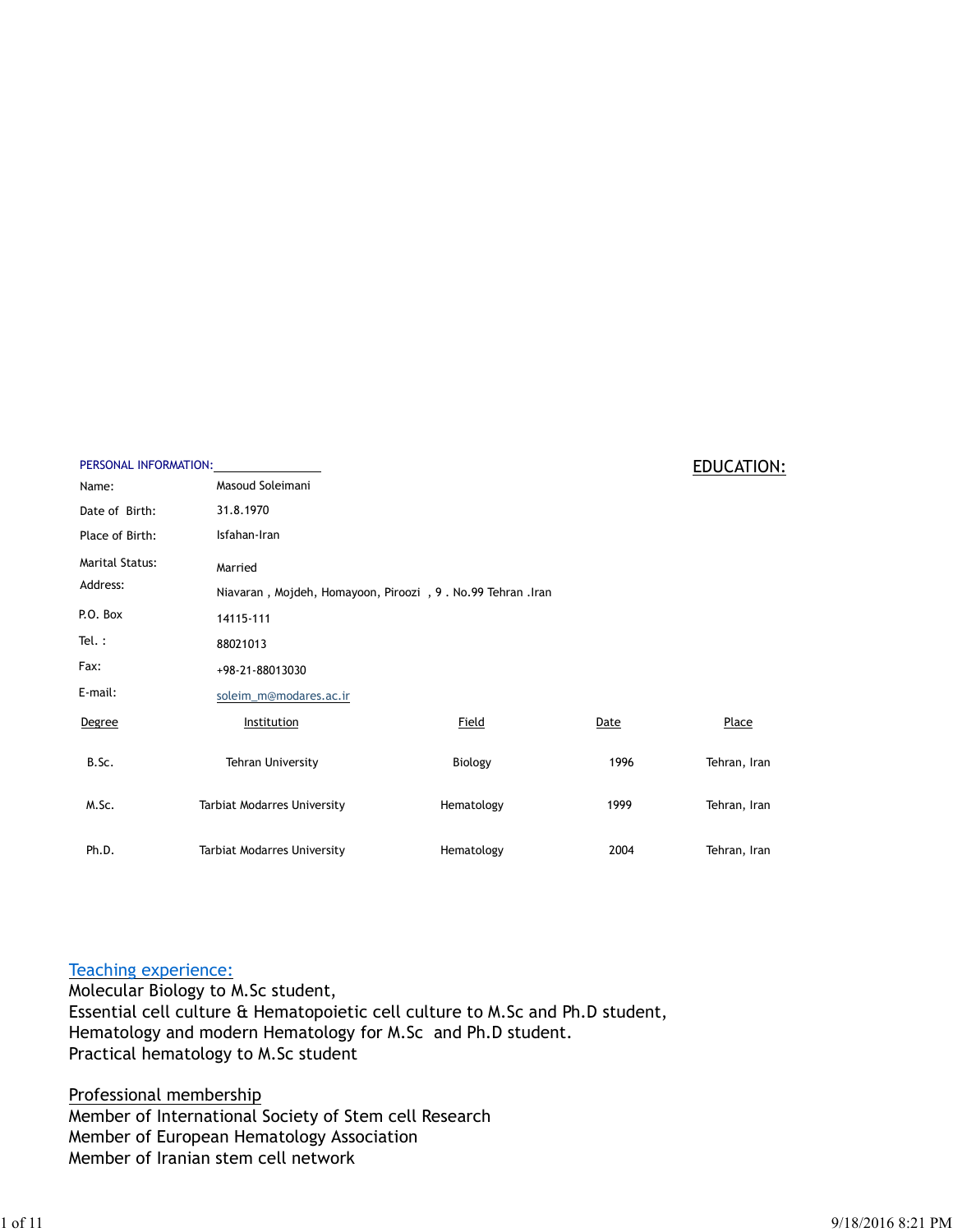## PERSONAL INFORMATION:

| | |
|---|---|
| Name: | Masoud Soleimani |
| Date of Birth: | 31.8.1970 |
| Place of Birth: | Isfahan-Iran |
| Marital Status: | Married |
| Address: | Niavaran , Mojdeh, Homayoon, Piroozi , 9 . No.99 Tehran .Iran |
| P.O. Box | 14115-111 |
| Tel. : | 88021013 |
| Fax: | +98-21-88013030 |
| E-mail: | soleim_m@modares.ac.ir |

## EDUCATION:

| Degree | Institution | Field | Date | Place |
|---|---|---|---|---|
| B.Sc. | Tehran University | Biology | 1996 | Tehran, Iran |
| M.Sc. | Tarbiat Modarres University | Hematology | 1999 | Tehran, Iran |
| Ph.D. | Tarbiat Modarres University | Hematology | 2004 | Tehran, Iran |

## Teaching experience:

Molecular Biology to M.Sc student,
Essential cell culture & Hematopoietic cell culture to M.Sc and Ph.D student,
Hematology and modern Hematology for M.Sc and Ph.D student.
Practical hematology to M.Sc student

## Professional membership

Member of International Society of Stem cell Research
Member of European Hematology Association
Member of Iranian stem cell network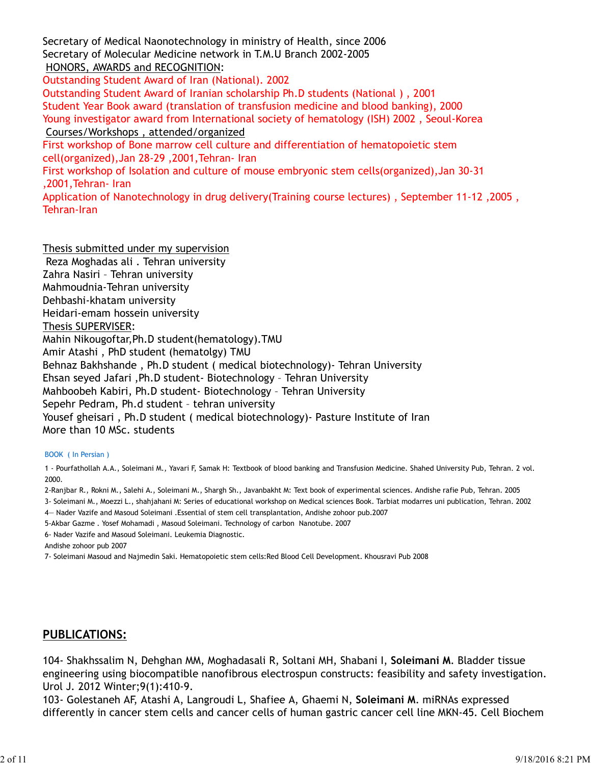Secretary of Medical Naonotechnology in ministry of Health, since 2006
Secretary of Molecular Medicine network in T.M.U Branch 2002-2005

HONORS, AWARDS and RECOGNITION:

Outstanding Student Award of Iran (National). 2002
Outstanding Student Award of Iranian scholarship Ph.D students (National ) , 2001
Student Year Book award (translation of transfusion medicine and blood banking), 2000
Young investigator award from International society of hematology (ISH) 2002 , Seoul-Korea

Courses/Workshops , attended/organized

First workshop of Bone marrow cell culture and differentiation of hematopoietic stem cell(organized),Jan 28-29 ,2001,Tehran- Iran
First workshop of Isolation and culture of mouse embryonic stem cells(organized),Jan 30-31 ,2001,Tehran- Iran
Application of Nanotechnology in drug delivery(Training course lectures) , September 11-12 ,2005 , Tehran-Iran

Thesis submitted under my supervision

Reza Moghadas ali . Tehran university
Zahra Nasiri – Tehran university
Mahmoudnia-Tehran university
Dehbashi-khatam university
Heidari-emam hossein university

Thesis SUPERVISER:

Mahin Nikougoftar,Ph.D student(hematology).TMU
Amir Atashi , PhD student (hematolgy) TMU
Behnaz Bakhshande , Ph.D student ( medical biotechnology)- Tehran University
Ehsan seyed Jafari ,Ph.D student- Biotechnology – Tehran University
Mahboobeh Kabiri, Ph.D student- Biotechnology – Tehran University
Sepehr Pedram, Ph.d student – tehran university
Yousef gheisari , Ph.D student ( medical biotechnology)- Pasture Institute of Iran
More than 10 MSc. students

BOOK ( In Persian )

1 - Pourfathollah A.A., Soleimani M., Yavari F, Samak H: Textbook of blood banking and Transfusion Medicine. Shahed University Pub, Tehran. 2 vol. 2000.
2-Ranjbar R., Rokni M., Salehi A., Soleimani M., Shargh Sh., Javanbakht M: Text book of experimental sciences. Andishe rafie Pub, Tehran. 2005
3- Soleimani M., Moezzi L., shahjahani M: Series of educational workshop on Medical sciences Book. Tarbiat modarres uni publication, Tehran. 2002
4— Nader Vazife and Masoud Soleimani .Essential of stem cell transplantation, Andishe zohoor pub.2007
5-Akbar Gazme . Yosef Mohamadi , Masoud Soleimani. Technology of carbon Nanotube. 2007
6- Nader Vazife and Masoud Soleimani. Leukemia Diagnostic.
Andishe zohoor pub 2007
7- Soleimani Masoud and Najmedin Saki. Hematopoietic stem cells:Red Blood Cell Development. Khousravi Pub 2008

## PUBLICATIONS:

104- Shakhssalim N, Dehghan MM, Moghadasali R, Soltani MH, Shabani I, **Soleimani M**. Bladder tissue engineering using biocompatible nanofibrous electrospun constructs: feasibility and safety investigation. Urol J. 2012 Winter;9(1):410-9.
103- Golestaneh AF, Atashi A, Langroudi L, Shafiee A, Ghaemi N, **Soleimani M**. miRNAs expressed differently in cancer stem cells and cancer cells of human gastric cancer cell line MKN-45. Cell Biochem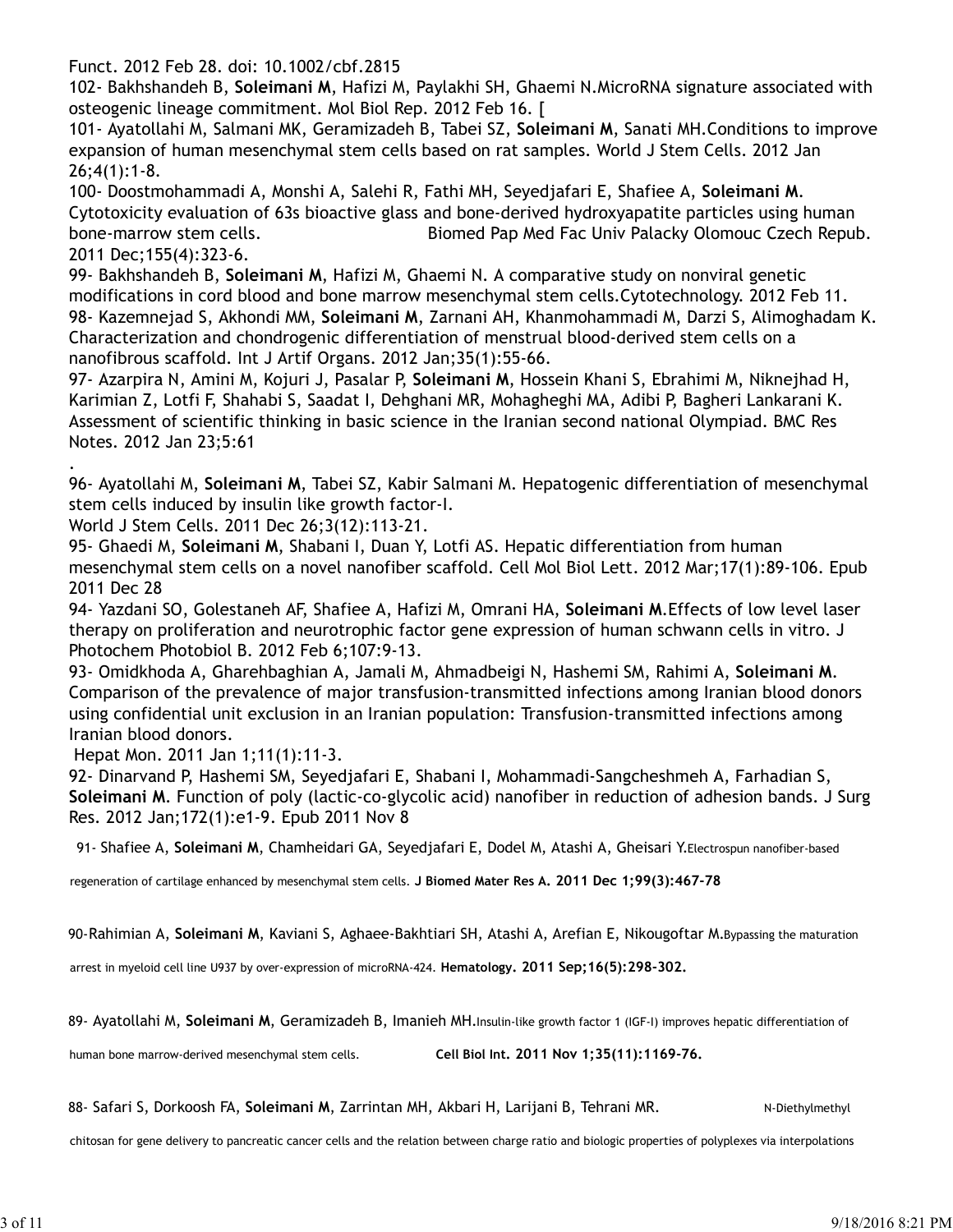Funct. 2012 Feb 28. doi: 10.1002/cbf.2815

102- Bakhshandeh B, **Soleimani M**, Hafizi M, Paylakhi SH, Ghaemi N.MicroRNA signature associated with osteogenic lineage commitment. Mol Biol Rep. 2012 Feb 16. [

101- Ayatollahi M, Salmani MK, Geramizadeh B, Tabei SZ, **Soleimani M**, Sanati MH.Conditions to improve expansion of human mesenchymal stem cells based on rat samples. World J Stem Cells. 2012 Jan 26;4(1):1-8.

100- Doostmohammadi A, Monshi A, Salehi R, Fathi MH, Seyedjafari E, Shafiee A, **Soleimani M**. Cytotoxicity evaluation of 63s bioactive glass and bone-derived hydroxyapatite particles using human bone-marrow stem cells. Biomed Pap Med Fac Univ Palacky Olomouc Czech Repub. 2011 Dec;155(4):323-6.

99- Bakhshandeh B, **Soleimani M**, Hafizi M, Ghaemi N. A comparative study on nonviral genetic modifications in cord blood and bone marrow mesenchymal stem cells.Cytotechnology. 2012 Feb 11.

98- Kazemnejad S, Akhondi MM, **Soleimani M**, Zarnani AH, Khanmohammadi M, Darzi S, Alimoghadam K. Characterization and chondrogenic differentiation of menstrual blood-derived stem cells on a nanofibrous scaffold. Int J Artif Organs. 2012 Jan;35(1):55-66.

97- Azarpira N, Amini M, Kojuri J, Pasalar P, **Soleimani M**, Hossein Khani S, Ebrahimi M, Niknejhad H, Karimian Z, Lotfi F, Shahabi S, Saadat I, Dehghani MR, Mohagheghi MA, Adibi P, Bagheri Lankarani K. Assessment of scientific thinking in basic science in the Iranian second national Olympiad. BMC Res Notes. 2012 Jan 23;5:61

.

96- Ayatollahi M, **Soleimani M**, Tabei SZ, Kabir Salmani M. Hepatogenic differentiation of mesenchymal stem cells induced by insulin like growth factor-I.
World J Stem Cells. 2011 Dec 26;3(12):113-21.

95- Ghaedi M, **Soleimani M**, Shabani I, Duan Y, Lotfi AS. Hepatic differentiation from human mesenchymal stem cells on a novel nanofiber scaffold. Cell Mol Biol Lett. 2012 Mar;17(1):89-106. Epub 2011 Dec 28

94- Yazdani SO, Golestaneh AF, Shafiee A, Hafizi M, Omrani HA, **Soleimani M**.Effects of low level laser therapy on proliferation and neurotrophic factor gene expression of human schwann cells in vitro. J Photochem Photobiol B. 2012 Feb 6;107:9-13.

93- Omidkhoda A, Gharehbaghian A, Jamali M, Ahmadbeigi N, Hashemi SM, Rahimi A, **Soleimani M**. Comparison of the prevalence of major transfusion-transmitted infections among Iranian blood donors using confidential unit exclusion in an Iranian population: Transfusion-transmitted infections among Iranian blood donors.
Hepat Mon. 2011 Jan 1;11(1):11-3.

92- Dinarvand P, Hashemi SM, Seyedjafari E, Shabani I, Mohammadi-Sangcheshmeh A, Farhadian S, **Soleimani M**. Function of poly (lactic-co-glycolic acid) nanofiber in reduction of adhesion bands. J Surg Res. 2012 Jan;172(1):e1-9. Epub 2011 Nov 8

91- Shafiee A, **Soleimani M**, Chamheidari GA, Seyedjafari E, Dodel M, Atashi A, Gheisari Y.Electrospun nanofiber-based regeneration of cartilage enhanced by mesenchymal stem cells. **J Biomed Mater Res A. 2011 Dec 1;99(3):467-78**

90-Rahimian A, **Soleimani M**, Kaviani S, Aghaee-Bakhtiari SH, Atashi A, Arefian E, Nikougoftar M.Bypassing the maturation arrest in myeloid cell line U937 by over-expression of microRNA-424. **Hematology. 2011 Sep;16(5):298-302.**

89- Ayatollahi M, **Soleimani M**, Geramizadeh B, Imanieh MH.Insulin-like growth factor 1 (IGF-I) improves hepatic differentiation of human bone marrow-derived mesenchymal stem cells. **Cell Biol Int. 2011 Nov 1;35(11):1169-76.**

88- Safari S, Dorkoosh FA, **Soleimani M**, Zarrintan MH, Akbari H, Larijani B, Tehrani MR. N-Diethylmethyl chitosan for gene delivery to pancreatic cancer cells and the relation between charge ratio and biologic properties of polyplexes via interpolations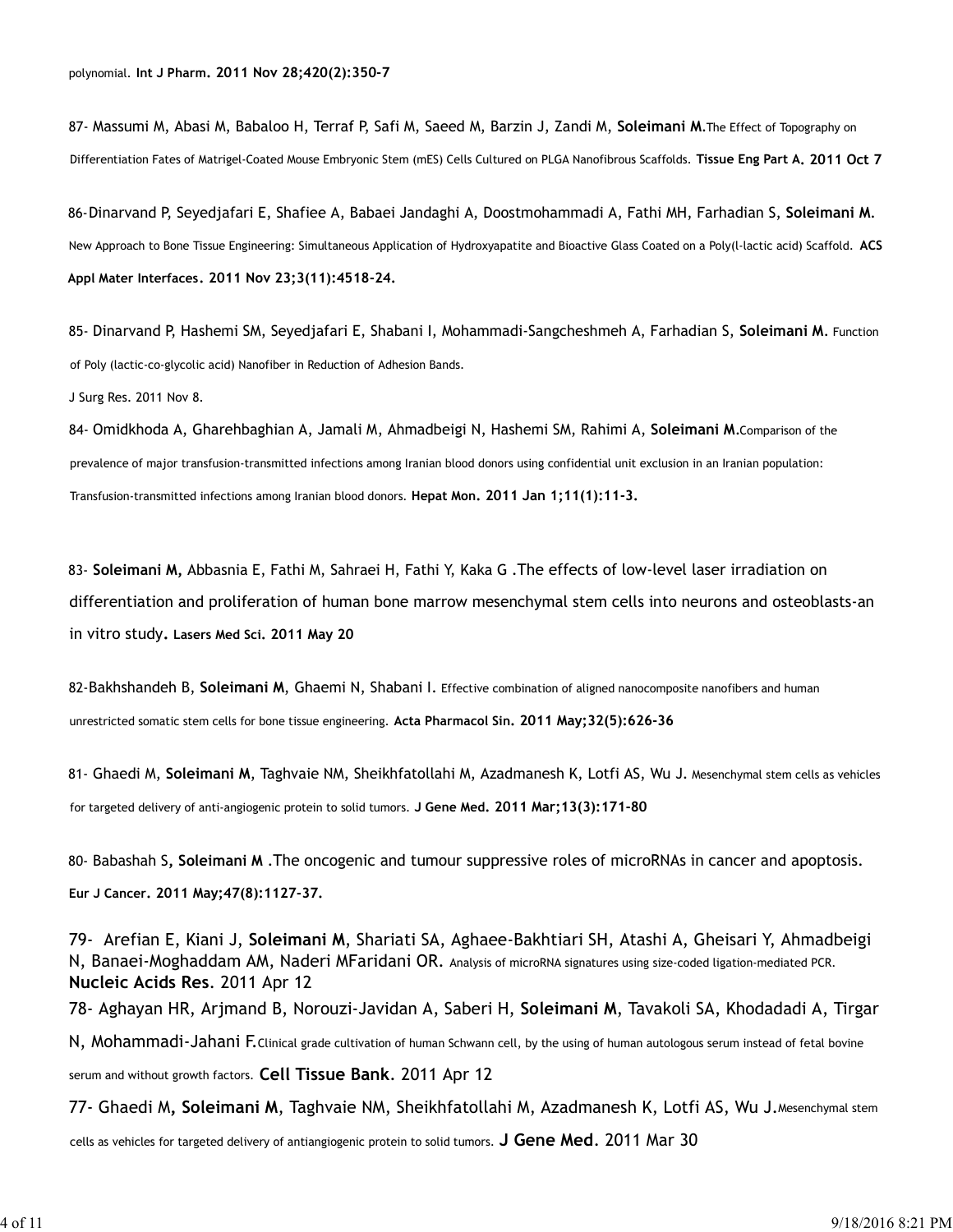polynomial. **Int J Pharm. 2011 Nov 28;420(2):350-7**

87- Massumi M, Abasi M, Babaloo H, Terraf P, Safi M, Saeed M, Barzin J, Zandi M, **Soleimani M**.The Effect of Topography on Differentiation Fates of Matrigel-Coated Mouse Embryonic Stem (mES) Cells Cultured on PLGA Nanofibrous Scaffolds. **Tissue Eng Part A. 2011 Oct 7**

86-Dinarvand P, Seyedjafari E, Shafiee A, Babaei Jandaghi A, Doostmohammadi A, Fathi MH, Farhadian S, **Soleimani M**. New Approach to Bone Tissue Engineering: Simultaneous Application of Hydroxyapatite and Bioactive Glass Coated on a Poly(l-lactic acid) Scaffold. **ACS Appl Mater Interfaces. 2011 Nov 23;3(11):4518-24.**

85- Dinarvand P, Hashemi SM, Seyedjafari E, Shabani I, Mohammadi-Sangcheshmeh A, Farhadian S, **Soleimani M**. Function of Poly (lactic-co-glycolic acid) Nanofiber in Reduction of Adhesion Bands.

J Surg Res. 2011 Nov 8.

84- Omidkhoda A, Gharehbaghian A, Jamali M, Ahmadbeigi N, Hashemi SM, Rahimi A, **Soleimani M**.Comparison of the prevalence of major transfusion-transmitted infections among Iranian blood donors using confidential unit exclusion in an Iranian population: Transfusion-transmitted infections among Iranian blood donors. **Hepat Mon. 2011 Jan 1;11(1):11-3.**

83- **Soleimani M,** Abbasnia E, Fathi M, Sahraei H, Fathi Y, Kaka G .The effects of low-level laser irradiation on differentiation and proliferation of human bone marrow mesenchymal stem cells into neurons and osteoblasts-an in vitro study**. Lasers Med Sci. 2011 May 20**

82-Bakhshandeh B, **Soleimani M**, Ghaemi N, Shabani I. Effective combination of aligned nanocomposite nanofibers and human unrestricted somatic stem cells for bone tissue engineering. **Acta Pharmacol Sin. 2011 May;32(5):626-36**

81- Ghaedi M, **Soleimani M**, Taghvaie NM, Sheikhfatollahi M, Azadmanesh K, Lotfi AS, Wu J. Mesenchymal stem cells as vehicles for targeted delivery of anti-angiogenic protein to solid tumors. **J Gene Med. 2011 Mar;13(3):171-80**

80- Babashah S**, Soleimani M** .The oncogenic and tumour suppressive roles of microRNAs in cancer and apoptosis. **Eur J Cancer. 2011 May;47(8):1127-37.**

79- Arefian E, Kiani J, **Soleimani M**, Shariati SA, Aghaee-Bakhtiari SH, Atashi A, Gheisari Y, Ahmadbeigi N, Banaei-Moghaddam AM, Naderi MFaridani OR. Analysis of microRNA signatures using size-coded ligation-mediated PCR. **Nucleic Acids Res**. 2011 Apr 12

78- Aghayan HR, Arjmand B, Norouzi-Javidan A, Saberi H, **Soleimani M**, Tavakoli SA, Khodadadi A, Tirgar N, Mohammadi-Jahani F.Clinical grade cultivation of human Schwann cell, by the using of human autologous serum instead of fetal bovine serum and without growth factors. **Cell Tissue Bank**. 2011 Apr 12

77- Ghaedi M**, Soleimani M**, Taghvaie NM, Sheikhfatollahi M, Azadmanesh K, Lotfi AS, Wu J.Mesenchymal stem cells as vehicles for targeted delivery of antiangiogenic protein to solid tumors. **J Gene Med**. 2011 Mar 30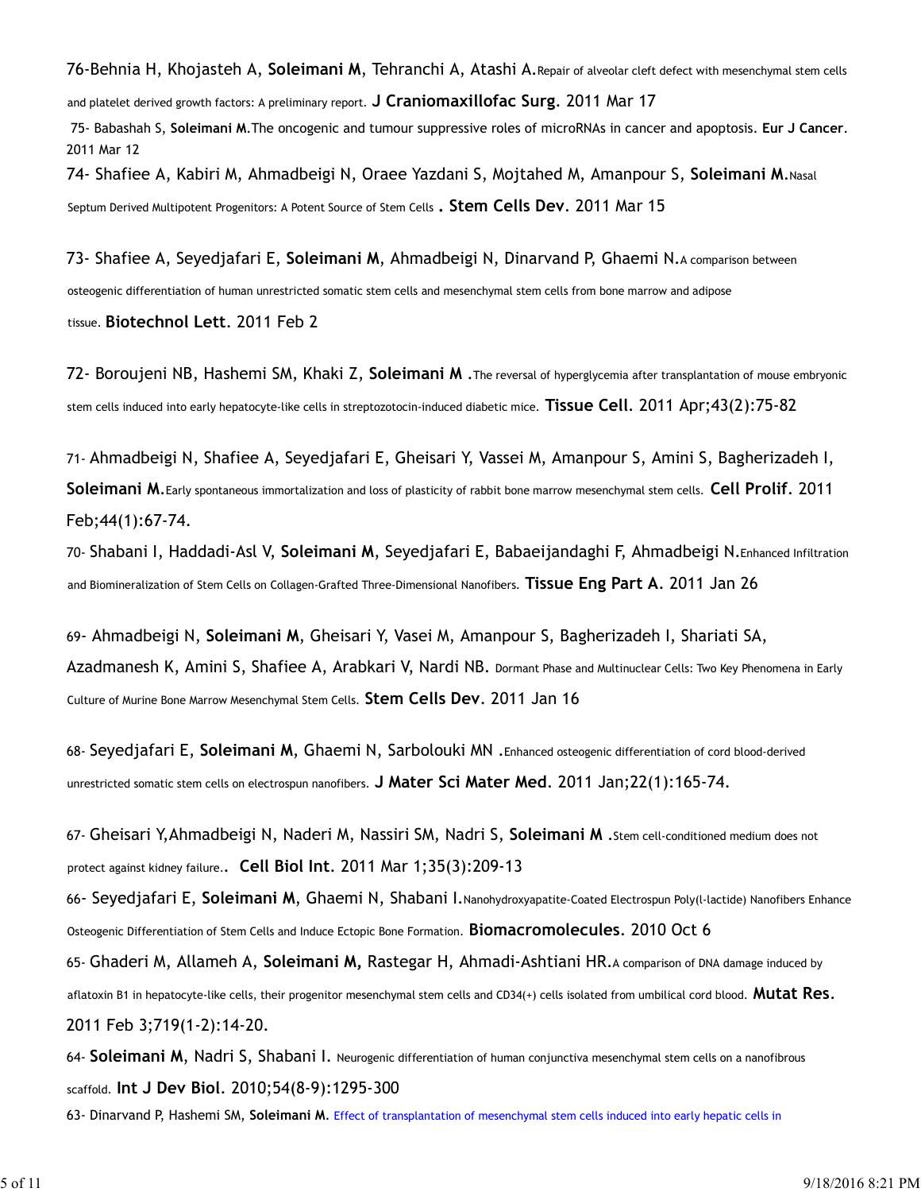76-Behnia H, Khojasteh A, **Soleimani M**, Tehranchi A, Atashi A.Repair of alveolar cleft defect with mesenchymal stem cells and platelet derived growth factors: A preliminary report. **J Craniomaxillofac Surg**. 2011 Mar 17

75- Babashah S, **Soleimani M**.The oncogenic and tumour suppressive roles of microRNAs in cancer and apoptosis. **Eur J Cancer**. 2011 Mar 12

74- Shafiee A, Kabiri M, Ahmadbeigi N, Oraee Yazdani S, Mojtahed M, Amanpour S, **Soleimani M.**Nasal Septum Derived Multipotent Progenitors: A Potent Source of Stem Cells **. Stem Cells Dev**. 2011 Mar 15

73- Shafiee A, Seyedjafari E, **Soleimani M**, Ahmadbeigi N, Dinarvand P, Ghaemi N.A comparison between osteogenic differentiation of human unrestricted somatic stem cells and mesenchymal stem cells from bone marrow and adipose tissue. **Biotechnol Lett**. 2011 Feb 2

72- Boroujeni NB, Hashemi SM, Khaki Z, **Soleimani M** .The reversal of hyperglycemia after transplantation of mouse embryonic stem cells induced into early hepatocyte-like cells in streptozotocin-induced diabetic mice. **Tissue Cell**. 2011 Apr;43(2):75-82

71- Ahmadbeigi N, Shafiee A, Seyedjafari E, Gheisari Y, Vassei M, Amanpour S, Amini S, Bagherizadeh I, **Soleimani M.**Early spontaneous immortalization and loss of plasticity of rabbit bone marrow mesenchymal stem cells. **Cell Prolif**. 2011 Feb;44(1):67-74.

70- Shabani I, Haddadi-Asl V, **Soleimani M**, Seyedjafari E, Babaeijandaghi F, Ahmadbeigi N.Enhanced Infiltration and Biomineralization of Stem Cells on Collagen-Grafted Three-Dimensional Nanofibers. **Tissue Eng Part A**. 2011 Jan 26

69- Ahmadbeigi N, **Soleimani M**, Gheisari Y, Vasei M, Amanpour S, Bagherizadeh I, Shariati SA, Azadmanesh K, Amini S, Shafiee A, Arabkari V, Nardi NB. Dormant Phase and Multinuclear Cells: Two Key Phenomena in Early Culture of Murine Bone Marrow Mesenchymal Stem Cells. **Stem Cells Dev**. 2011 Jan 16

68- Seyedjafari E, **Soleimani M**, Ghaemi N, Sarbolouki MN .Enhanced osteogenic differentiation of cord blood-derived unrestricted somatic stem cells on electrospun nanofibers. **J Mater Sci Mater Med**. 2011 Jan;22(1):165-74.

67- Gheisari Y,Ahmadbeigi N, Naderi M, Nassiri SM, Nadri S, **Soleimani M** .Stem cell-conditioned medium does not protect against kidney failure.. **Cell Biol Int**. 2011 Mar 1;35(3):209-13

66- Seyedjafari E, **Soleimani M**, Ghaemi N, Shabani I.Nanohydroxyapatite-Coated Electrospun Poly(l-lactide) Nanofibers Enhance Osteogenic Differentiation of Stem Cells and Induce Ectopic Bone Formation. **Biomacromolecules**. 2010 Oct 6

65- Ghaderi M, Allameh A, **Soleimani M,** Rastegar H, Ahmadi-Ashtiani HR.A comparison of DNA damage induced by aflatoxin B1 in hepatocyte-like cells, their progenitor mesenchymal stem cells and CD34(+) cells isolated from umbilical cord blood. **Mutat Res.** 2011 Feb 3;719(1-2):14-20.

64- **Soleimani M**, Nadri S, Shabani I. Neurogenic differentiation of human conjunctiva mesenchymal stem cells on a nanofibrous scaffold. **Int J Dev Biol**. 2010;54(8-9):1295-300

63- Dinarvand P, Hashemi SM, **Soleimani M**. Effect of transplantation of mesenchymal stem cells induced into early hepatic cells in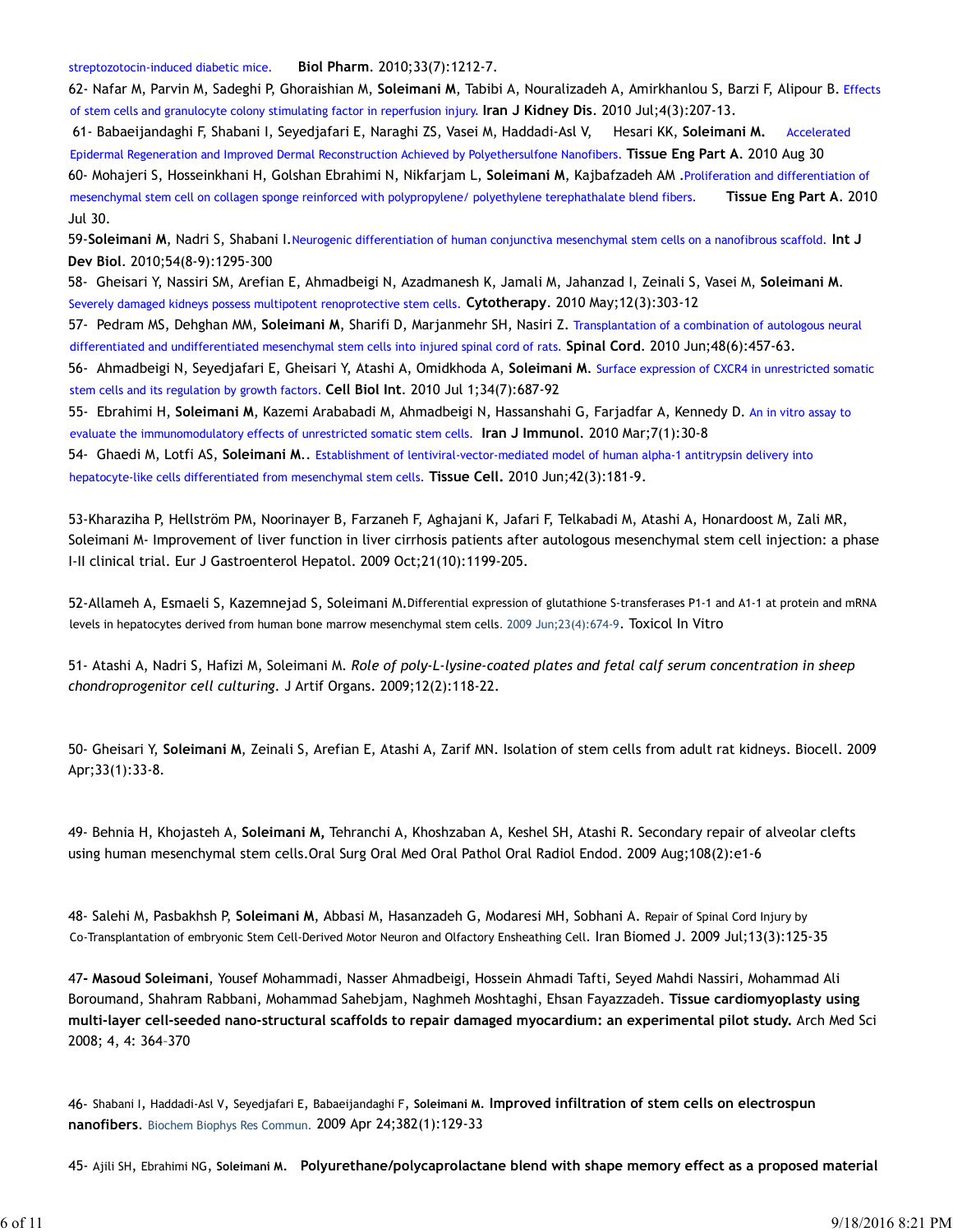streptozotocin-induced diabetic mice. **Biol Pharm**. 2010;33(7):1212-7.

62- Nafar M, Parvin M, Sadeghi P, Ghoraishian M, **Soleimani M**, Tabibi A, Nouralizadeh A, Amirkhanlou S, Barzi F, Alipour B. Effects of stem cells and granulocyte colony stimulating factor in reperfusion injury. **Iran J Kidney Dis**. 2010 Jul;4(3):207-13.

61- Babaeijandaghi F, Shabani I, Seyedjafari E, Naraghi ZS, Vasei M, Haddadi-Asl V, Hesari KK, **Soleimani M.** Accelerated Epidermal Regeneration and Improved Dermal Reconstruction Achieved by Polyethersulfone Nanofibers. **Tissue Eng Part A**. 2010 Aug 30

60- Mohajeri S, Hosseinkhani H, Golshan Ebrahimi N, Nikfarjam L, **Soleimani M**, Kajbafzadeh AM .Proliferation and differentiation of mesenchymal stem cell on collagen sponge reinforced with polypropylene/ polyethylene terephathalate blend fibers. **Tissue Eng Part A**. 2010 Jul 30.

59-**Soleimani M**, Nadri S, Shabani I.Neurogenic differentiation of human conjunctiva mesenchymal stem cells on a nanofibrous scaffold. **Int J Dev Biol**. 2010;54(8-9):1295-300

58- Gheisari Y, Nassiri SM, Arefian E, Ahmadbeigi N, Azadmanesh K, Jamali M, Jahanzad I, Zeinali S, Vasei M, **Soleimani M**. Severely damaged kidneys possess multipotent renoprotective stem cells. **Cytotherapy**. 2010 May;12(3):303-12

57- Pedram MS, Dehghan MM, **Soleimani M**, Sharifi D, Marjanmehr SH, Nasiri Z. Transplantation of a combination of autologous neural differentiated and undifferentiated mesenchymal stem cells into injured spinal cord of rats. **Spinal Cord**. 2010 Jun;48(6):457-63.

56- Ahmadbeigi N, Seyedjafari E, Gheisari Y, Atashi A, Omidkhoda A, **Soleimani M**. Surface expression of CXCR4 in unrestricted somatic stem cells and its regulation by growth factors. **Cell Biol Int**. 2010 Jul 1;34(7):687-92

55- Ebrahimi H, **Soleimani M**, Kazemi Arababadi M, Ahmadbeigi N, Hassanshahi G, Farjadfar A, Kennedy D. An in vitro assay to evaluate the immunomodulatory effects of unrestricted somatic stem cells. **Iran J Immunol**. 2010 Mar;7(1):30-8

54- Ghaedi M, Lotfi AS, **Soleimani M.**. Establishment of lentiviral-vector-mediated model of human alpha-1 antitrypsin delivery into hepatocyte-like cells differentiated from mesenchymal stem cells. **Tissue Cell.** 2010 Jun;42(3):181-9.

53-Kharaziha P, Hellström PM, Noorinayer B, Farzaneh F, Aghajani K, Jafari F, Telkabadi M, Atashi A, Honardoost M, Zali MR, Soleimani M- Improvement of liver function in liver cirrhosis patients after autologous mesenchymal stem cell injection: a phase I-II clinical trial. Eur J Gastroenterol Hepatol. 2009 Oct;21(10):1199-205.

52-Allameh A, Esmaeli S, Kazemnejad S, Soleimani M.Differential expression of glutathione S-transferases P1-1 and A1-1 at protein and mRNA levels in hepatocytes derived from human bone marrow mesenchymal stem cells. 2009 Jun;23(4):674-9. Toxicol In Vitro

51- Atashi A, Nadri S, Hafizi M, Soleimani M. *Role of poly-L-lysine-coated plates and fetal calf serum concentration in sheep chondroprogenitor cell culturing.* J Artif Organs. 2009;12(2):118-22.

50- Gheisari Y, **Soleimani M**, Zeinali S, Arefian E, Atashi A, Zarif MN. Isolation of stem cells from adult rat kidneys. Biocell. 2009 Apr;33(1):33-8.

49- Behnia H, Khojasteh A, **Soleimani M,** Tehranchi A, Khoshzaban A, Keshel SH, Atashi R. Secondary repair of alveolar clefts using human mesenchymal stem cells.Oral Surg Oral Med Oral Pathol Oral Radiol Endod. 2009 Aug;108(2):e1-6

48- Salehi M, Pasbakhsh P, **Soleimani M**, Abbasi M, Hasanzadeh G, Modaresi MH, Sobhani A. Repair of Spinal Cord Injury by Co-Transplantation of embryonic Stem Cell-Derived Motor Neuron and Olfactory Ensheathing Cell. Iran Biomed J. 2009 Jul;13(3):125-35

47**- Masoud Soleimani**, Yousef Mohammadi, Nasser Ahmadbeigi, Hossein Ahmadi Tafti, Seyed Mahdi Nassiri, Mohammad Ali Boroumand, Shahram Rabbani, Mohammad Sahebjam, Naghmeh Moshtaghi, Ehsan Fayazzadeh. **Tissue cardiomyoplasty using multi-layer cell-seeded nano-structural scaffolds to repair damaged myocardium: an experimental pilot study.** Arch Med Sci 2008; 4, 4: 364–370

46- Shabani I, Haddadi-Asl V, Seyedjafari E, Babaeijandaghi F, **Soleimani M. Improved infiltration of stem cells on electrospun nanofibers.** Biochem Biophys Res Commun. 2009 Apr 24;382(1):129-33

45- Ajili SH, Ebrahimi NG, **Soleimani M. Polyurethane/polycaprolactane blend with shape memory effect as a proposed material**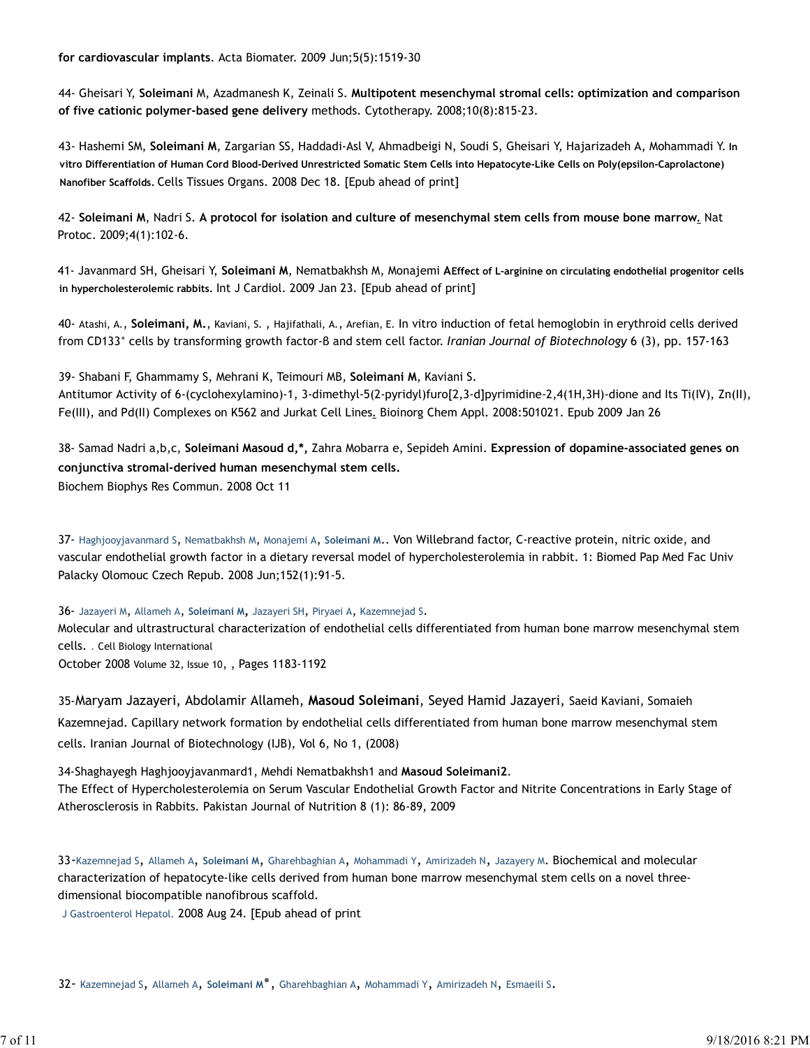**for cardiovascular implants**. Acta Biomater. 2009 Jun;5(5):1519-30

44- Gheisari Y, **Soleimani** M, Azadmanesh K, Zeinali S. **Multipotent mesenchymal stromal cells: optimization and comparison of five cationic polymer-based gene delivery** methods. Cytotherapy. 2008;10(8):815-23.

43- Hashemi SM, **Soleimani M**, Zargarian SS, Haddadi-Asl V, Ahmadbeigi N, Soudi S, Gheisari Y, Hajarizadeh A, Mohammadi Y. **In vitro Differentiation of Human Cord Blood-Derived Unrestricted Somatic Stem Cells into Hepatocyte-Like Cells on Poly(epsilon-Caprolactone) Nanofiber Scaffolds.** Cells Tissues Organs. 2008 Dec 18. [Epub ahead of print]

42- **Soleimani M**, Nadri S. **A protocol for isolation and culture of mesenchymal stem cells from mouse bone marrow.** Nat Protoc. 2009;4(1):102-6.

41- Javanmard SH, Gheisari Y, **Soleimani M**, Nematbakhsh M, Monajemi **AEffect of L-arginine on circulating endothelial progenitor cells in hypercholesterolemic rabbits.** Int J Cardiol. 2009 Jan 23. [Epub ahead of print]

40- Atashi, A., **Soleimani, M.**, Kaviani, S. , Hajifathali, A., Arefian, E. In vitro induction of fetal hemoglobin in erythroid cells derived from CD133[+] cells by transforming growth factor-ß and stem cell factor. *Iranian Journal of Biotechnology* 6 (3), pp. 157-163

39- Shabani F, Ghammamy S, Mehrani K, Teimouri MB, **Soleimani M**, Kaviani S.
Antitumor Activity of 6-(cyclohexylamino)-1, 3-dimethyl-5(2-pyridyl)furo[2,3-d]pyrimidine-2,4(1H,3H)-dione and Its Ti(IV), Zn(II), Fe(III), and Pd(II) Complexes on K562 and Jurkat Cell Lines. Bioinorg Chem Appl. 2008:501021. Epub 2009 Jan 26

38- Samad Nadri a,b,c, **Soleimani Masoud d,\***, Zahra Mobarra e, Sepideh Amini. **Expression of dopamine-associated genes on conjunctiva stromal-derived human mesenchymal stem cells.**
Biochem Biophys Res Commun. 2008 Oct 11

37- Haghjooyjavanmard S, Nematbakhsh M, Monajemi A, **Soleimani M.**. Von Willebrand factor, C-reactive protein, nitric oxide, and vascular endothelial growth factor in a dietary reversal model of hypercholesterolemia in rabbit. 1: Biomed Pap Med Fac Univ Palacky Olomouc Czech Repub. 2008 Jun;152(1):91-5.

36- Jazayeri M, Allameh A, **Soleimani M**, Jazayeri SH, Piryaei A, Kazemnejad S.
Molecular and ultrastructural characterization of endothelial cells differentiated from human bone marrow mesenchymal stem cells. . Cell Biology International
October 2008 Volume 32, Issue 10, , Pages 1183-1192

35-Maryam Jazayeri, Abdolamir Allameh, **Masoud Soleimani**, Seyed Hamid Jazayeri, Saeid Kaviani, Somaieh Kazemnejad. Capillary network formation by endothelial cells differentiated from human bone marrow mesenchymal stem cells. Iranian Journal of Biotechnology (IJB), Vol 6, No 1, (2008)

34-Shaghayegh Haghjooyjavanmard1, Mehdi Nematbakhsh1 and **Masoud Soleimani2**.
The Effect of Hypercholesterolemia on Serum Vascular Endothelial Growth Factor and Nitrite Concentrations in Early Stage of Atherosclerosis in Rabbits. Pakistan Journal of Nutrition 8 (1): 86-89, 2009

33-Kazemnejad S, Allameh A, **Soleimani M**, Gharehbaghian A, Mohammadi Y, Amirizadeh N, Jazayery M. Biochemical and molecular characterization of hepatocyte-like cells derived from human bone marrow mesenchymal stem cells on a novel three-dimensional biocompatible nanofibrous scaffold.
J Gastroenterol Hepatol. 2008 Aug 24. [Epub ahead of print

32- Kazemnejad S, Allameh A, **Soleimani M**®, Gharehbaghian A, Mohammadi Y, Amirizadeh N, Esmaeili S.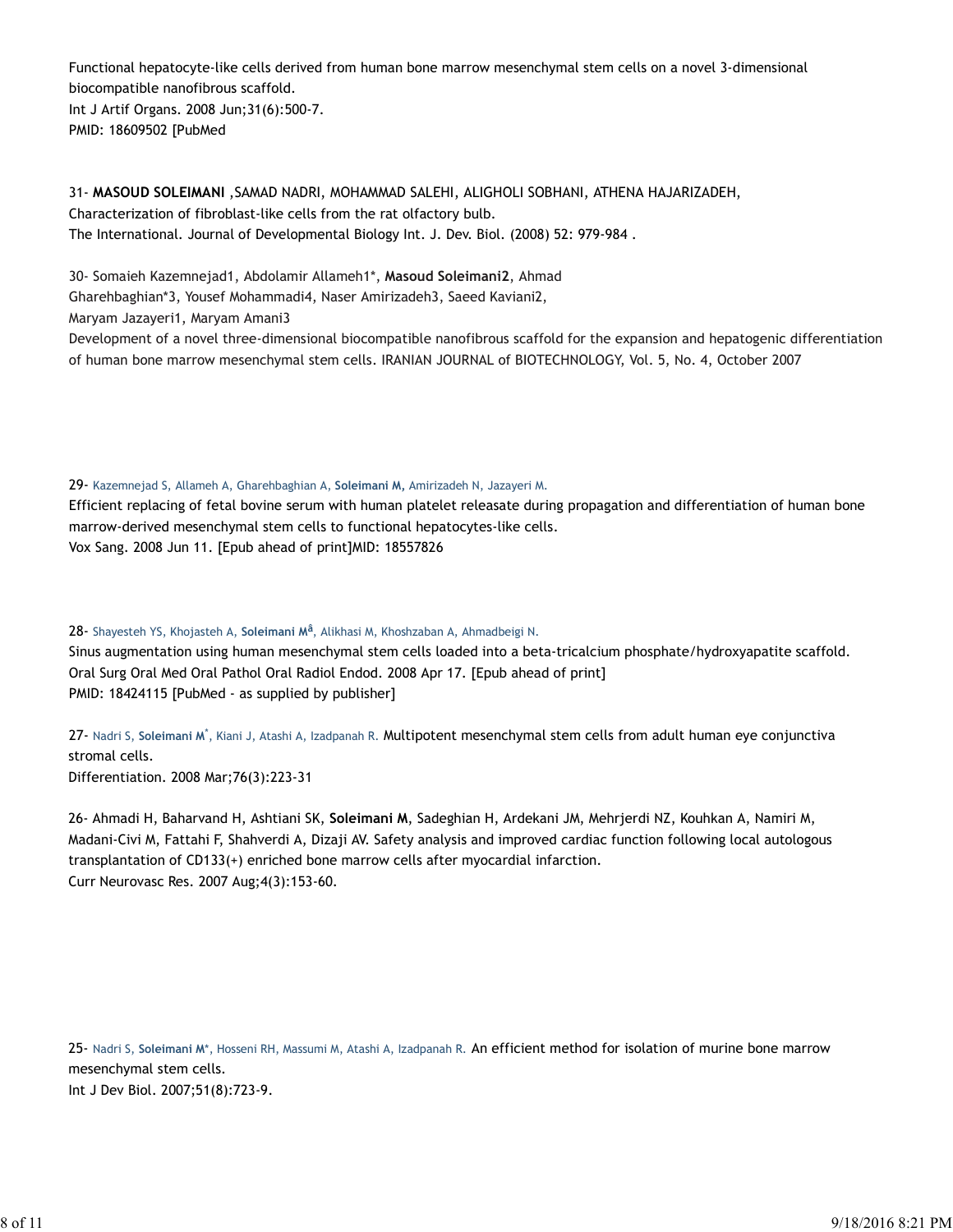Functional hepatocyte-like cells derived from human bone marrow mesenchymal stem cells on a novel 3-dimensional biocompatible nanofibrous scaffold.
Int J Artif Organs. 2008 Jun;31(6):500-7.
PMID: 18609502 [PubMed

31- **MASOUD SOLEIMANI** ,SAMAD NADRI, MOHAMMAD SALEHI, ALIGHOLI SOBHANI, ATHENA HAJARIZADEH,
Characterization of fibroblast-like cells from the rat olfactory bulb.
The International. Journal of Developmental Biology Int. J. Dev. Biol. (2008) 52: 979-984 .

30- Somaieh Kazemnejad1, Abdolamir Allameh1*, **Masoud Soleimani2**, Ahmad Gharehbaghian*3, Yousef Mohammadi4, Naser Amirizadeh3, Saeed Kaviani2, Maryam Jazayeri1, Maryam Amani3
Development of a novel three-dimensional biocompatible nanofibrous scaffold for the expansion and hepatogenic differentiation of human bone marrow mesenchymal stem cells. IRANIAN JOURNAL of BIOTECHNOLOGY, Vol. 5, No. 4, October 2007

29- Kazemnejad S, Allameh A, Gharehbaghian A, **Soleimani M**, Amirizadeh N, Jazayeri M.
Efficient replacing of fetal bovine serum with human platelet releasate during propagation and differentiation of human bone marrow-derived mesenchymal stem cells to functional hepatocytes-like cells.
Vox Sang. 2008 Jun 11. [Epub ahead of print]MID: 18557826

28- Shayesteh YS, Khojasteh A, **Soleimani Mâ**, Alikhasi M, Khoshzaban A, Ahmadbeigi N.
Sinus augmentation using human mesenchymal stem cells loaded into a beta-tricalcium phosphate/hydroxyapatite scaffold.
Oral Surg Oral Med Oral Pathol Oral Radiol Endod. 2008 Apr 17. [Epub ahead of print]
PMID: 18424115 [PubMed - as supplied by publisher]

27- Nadri S, **Soleimani M**[*], Kiani J, Atashi A, Izadpanah R. Multipotent mesenchymal stem cells from adult human eye conjunctiva stromal cells.
Differentiation. 2008 Mar;76(3):223-31

26- Ahmadi H, Baharvand H, Ashtiani SK, **Soleimani M**, Sadeghian H, Ardekani JM, Mehrjerdi NZ, Kouhkan A, Namiri M, Madani-Civi M, Fattahi F, Shahverdi A, Dizaji AV. Safety analysis and improved cardiac function following local autologous transplantation of CD133(+) enriched bone marrow cells after myocardial infarction.
Curr Neurovasc Res. 2007 Aug;4(3):153-60.

25- Nadri S, **Soleimani M***, Hosseni RH, Massumi M, Atashi A, Izadpanah R. An efficient method for isolation of murine bone marrow mesenchymal stem cells.
Int J Dev Biol. 2007;51(8):723-9.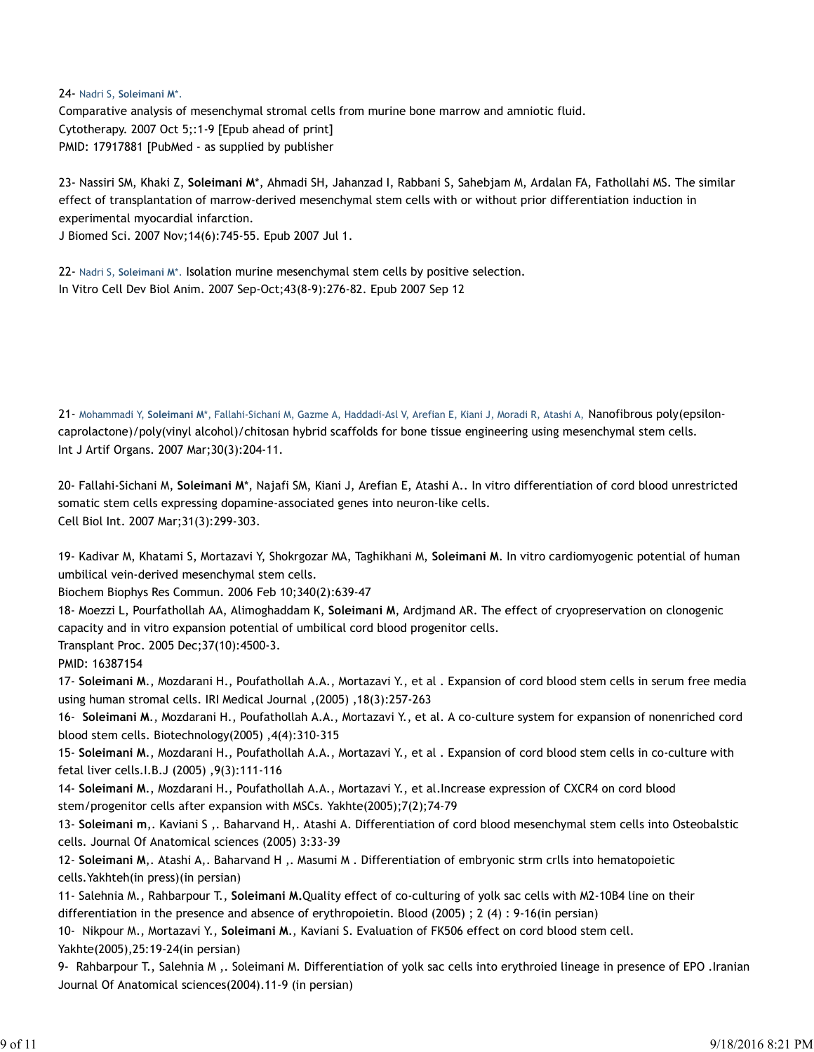24- Nadri S, **Soleimani M***.
Comparative analysis of mesenchymal stromal cells from murine bone marrow and amniotic fluid.
Cytotherapy. 2007 Oct 5;:1-9 [Epub ahead of print]
PMID: 17917881 [PubMed - as supplied by publisher

23- Nassiri SM, Khaki Z, **Soleimani M***, Ahmadi SH, Jahanzad I, Rabbani S, Sahebjam M, Ardalan FA, Fathollahi MS. The similar effect of transplantation of marrow-derived mesenchymal stem cells with or without prior differentiation induction in experimental myocardial infarction.
J Biomed Sci. 2007 Nov;14(6):745-55. Epub 2007 Jul 1.

22- Nadri S, **Soleimani M***. Isolation murine mesenchymal stem cells by positive selection.
In Vitro Cell Dev Biol Anim. 2007 Sep-Oct;43(8-9):276-82. Epub 2007 Sep 12

21- Mohammadi Y, **Soleimani M***, Fallahi-Sichani M, Gazme A, Haddadi-Asl V, Arefian E, Kiani J, Moradi R, Atashi A, Nanofibrous poly(epsilon-caprolactone)/poly(vinyl alcohol)/chitosan hybrid scaffolds for bone tissue engineering using mesenchymal stem cells.
Int J Artif Organs. 2007 Mar;30(3):204-11.

20- Fallahi-Sichani M, **Soleimani M***, Najafi SM, Kiani J, Arefian E, Atashi A.. In vitro differentiation of cord blood unrestricted somatic stem cells expressing dopamine-associated genes into neuron-like cells.
Cell Biol Int. 2007 Mar;31(3):299-303.

19- Kadivar M, Khatami S, Mortazavi Y, Shokrgozar MA, Taghikhani M, **Soleimani M**. In vitro cardiomyogenic potential of human umbilical vein-derived mesenchymal stem cells.
Biochem Biophys Res Commun. 2006 Feb 10;340(2):639-47

18- Moezzi L, Pourfathollah AA, Alimoghaddam K, **Soleimani M**, Ardjmand AR. The effect of cryopreservation on clonogenic capacity and in vitro expansion potential of umbilical cord blood progenitor cells.
Transplant Proc. 2005 Dec;37(10):4500-3.
PMID: 16387154

17- **Soleimani M.**, Mozdarani H., Poufathollah A.A., Mortazavi Y., et al . Expansion of cord blood stem cells in serum free media using human stromal cells. IRI Medical Journal ,(2005) ,18(3):257-263

16- **Soleimani M.**, Mozdarani H., Poufathollah A.A., Mortazavi Y., et al. A co-culture system for expansion of nonenriched cord blood stem cells. Biotechnology(2005) ,4(4):310-315

15- **Soleimani M.**, Mozdarani H., Poufathollah A.A., Mortazavi Y., et al . Expansion of cord blood stem cells in co-culture with fetal liver cells.I.B.J (2005) ,9(3):111-116

14- **Soleimani M.**, Mozdarani H., Poufathollah A.A., Mortazavi Y., et al.Increase expression of CXCR4 on cord blood stem/progenitor cells after expansion with MSCs. Yakhte(2005);7(2);74-79

13- **Soleimani m**,. Kaviani S ,. Baharvand H,. Atashi A. Differentiation of cord blood mesenchymal stem cells into Osteobalstic cells. Journal Of Anatomical sciences (2005) 3:33-39

12- **Soleimani M**,. Atashi A,. Baharvand H ,. Masumi M . Differentiation of embryonic strm crlls into hematopoietic cells.Yakhteh(in press)(in persian)

11- Salehnia M., Rahbarpour T., **Soleimani M.**Quality effect of co-culturing of yolk sac cells with M2-10B4 line on their differentiation in the presence and absence of erythropoietin. Blood (2005) ; 2 (4) : 9-16(in persian)

10- Nikpour M., Mortazavi Y., **Soleimani M.**, Kaviani S. Evaluation of FK506 effect on cord blood stem cell. Yakhte(2005),25:19-24(in persian)

9- Rahbarpour T., Salehnia M ,. Soleimani M. Differentiation of yolk sac cells into erythroid lineage in presence of EPO .Iranian Journal Of Anatomical sciences(2004).11-9 (in persian)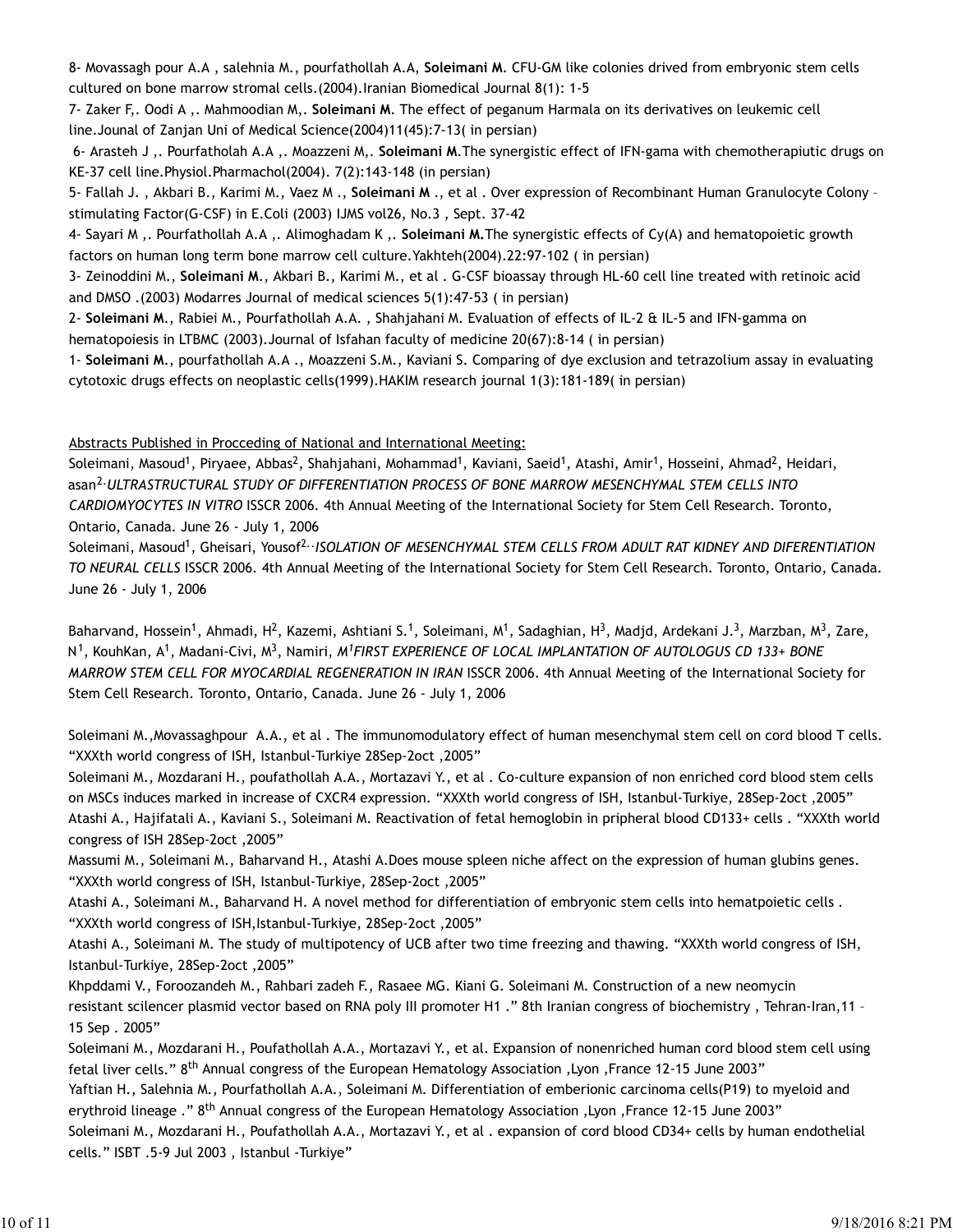8- Movassagh pour A.A , salehnia M., pourfathollah A.A, **Soleimani M**. CFU-GM like colonies drived from embryonic stem cells cultured on bone marrow stromal cells.(2004).Iranian Biomedical Journal 8(1): 1-5

7- Zaker F,. Oodi A ,. Mahmoodian M,. **Soleimani M**. The effect of peganum Harmala on its derivatives on leukemic cell line.Jounal of Zanjan Uni of Medical Science(2004)11(45):7-13( in persian)

6- Arasteh J ,. Pourfatholah A.A ,. Moazzeni M,. **Soleimani M.**The synergistic effect of IFN-gama with chemotherapiutic drugs on KE-37 cell line.Physiol.Pharmachol(2004). 7(2):143-148 (in persian)

5- Fallah J. , Akbari B., Karimi M., Vaez M ., **Soleimani M** ., et al . Over expression of Recombinant Human Granulocyte Colony – stimulating Factor(G-CSF) in E.Coli (2003) IJMS vol26, No.3 , Sept. 37-42

4- Sayari M ,. Pourfathollah A.A ,. Alimoghadam K ,. **Soleimani M.**The synergistic effects of Cy(A) and hematopoietic growth factors on human long term bone marrow cell culture.Yakhteh(2004).22:97-102 ( in persian)

3- Zeinoddini M., **Soleimani M**., Akbari B., Karimi M., et al . G-CSF bioassay through HL-60 cell line treated with retinoic acid and DMSO .(2003) Modarres Journal of medical sciences 5(1):47-53 ( in persian)

2- **Soleimani M**., Rabiei M., Pourfathollah A.A. , Shahjahani M. Evaluation of effects of IL-2 & IL-5 and IFN-gamma on hematopoiesis in LTBMC (2003).Journal of Isfahan faculty of medicine 20(67):8-14 ( in persian)

1- **Soleimani M**., pourfathollah A.A ., Moazzeni S.M., Kaviani S. Comparing of dye exclusion and tetrazolium assay in evaluating cytotoxic drugs effects on neoplastic cells(1999).HAKIM research journal 1(3):181-189( in persian)

Abstracts Published in Procceding of National and International Meeting:

Soleimani, Masoud[1], Piryaee, Abbas[2], Shahjahani, Mohammad[1], Kaviani, Saeid[1], Atashi, Amir[1], Hosseini, Ahmad[2], Heidari, asan[2]. *ULTRASTRUCTURAL STUDY OF DIFFERENTIATION PROCESS OF BONE MARROW MESENCHYMAL STEM CELLS INTO CARDIOMYOCYTES IN VITRO* ISSCR 2006. 4th Annual Meeting of the International Society for Stem Cell Research. Toronto, Ontario, Canada. June 26 - July 1, 2006

Soleimani, Masoud[1], Gheisari, Yousof[2]. *ISOLATION OF MESENCHYMAL STEM CELLS FROM ADULT RAT KIDNEY AND DIFERENTIATION TO NEURAL CELLS* ISSCR 2006. 4th Annual Meeting of the International Society for Stem Cell Research. Toronto, Ontario, Canada. June 26 - July 1, 2006

Baharvand, Hossein[1], Ahmadi, H[2], Kazemi, Ashtiani S.[1], Soleimani, M[1], Sadaghian, H[3], Madjd, Ardekani J.[3], Marzban, M[3], Zare, N[1], KouhKan, A[1], Madani-Civi, M[3], Namiri, M[1]*FIRST EXPERIENCE OF LOCAL IMPLANTATION OF AUTOLOGUS CD 133+ BONE MARROW STEM CELL FOR MYOCARDIAL REGENERATION IN IRAN* ISSCR 2006. 4th Annual Meeting of the International Society for Stem Cell Research. Toronto, Ontario, Canada. June 26 - July 1, 2006

Soleimani M.,Movassaghpour A.A., et al . The immunomodulatory effect of human mesenchymal stem cell on cord blood T cells. "XXXth world congress of ISH, Istanbul-Turkiye 28Sep-2oct ,2005"

Soleimani M., Mozdarani H., poufathollah A.A., Mortazavi Y., et al . Co-culture expansion of non enriched cord blood stem cells on MSCs induces marked in increase of CXCR4 expression. "XXXth world congress of ISH, Istanbul-Turkiye, 28Sep-2oct ,2005"

Atashi A., Hajifatali A., Kaviani S., Soleimani M. Reactivation of fetal hemoglobin in pripheral blood CD133+ cells . "XXXth world congress of ISH 28Sep-2oct ,2005"

Massumi M., Soleimani M., Baharvand H., Atashi A.Does mouse spleen niche affect on the expression of human glubins genes. "XXXth world congress of ISH, Istanbul-Turkiye, 28Sep-2oct ,2005"

Atashi A., Soleimani M., Baharvand H. A novel method for differentiation of embryonic stem cells into hematpoietic cells . "XXXth world congress of ISH,Istanbul-Turkiye, 28Sep-2oct ,2005"

Atashi A., Soleimani M. The study of multipotency of UCB after two time freezing and thawing. "XXXth world congress of ISH, Istanbul-Turkiye, 28Sep-2oct ,2005"

Khpddami V., Foroozandeh M., Rahbari zadeh F., Rasaee MG. Kiani G. Soleimani M. Construction of a new neomycin resistant scilencer plasmid vector based on RNA poly III promoter H1 ." 8th Iranian congress of biochemistry , Tehran-Iran,11 – 15 Sep . 2005"

Soleimani M., Mozdarani H., Poufathollah A.A., Mortazavi Y., et al. Expansion of nonenriched human cord blood stem cell using fetal liver cells." 8th Annual congress of the European Hematology Association ,Lyon ,France 12-15 June 2003"

Yaftian H., Salehnia M., Pourfathollah A.A., Soleimani M. Differentiation of emberionic carcinoma cells(P19) to myeloid and erythroid lineage ." 8th Annual congress of the European Hematology Association ,Lyon ,France 12-15 June 2003"

Soleimani M., Mozdarani H., Poufathollah A.A., Mortazavi Y., et al . expansion of cord blood CD34+ cells by human endothelial cells." ISBT .5-9 Jul 2003 , Istanbul -Turkiye"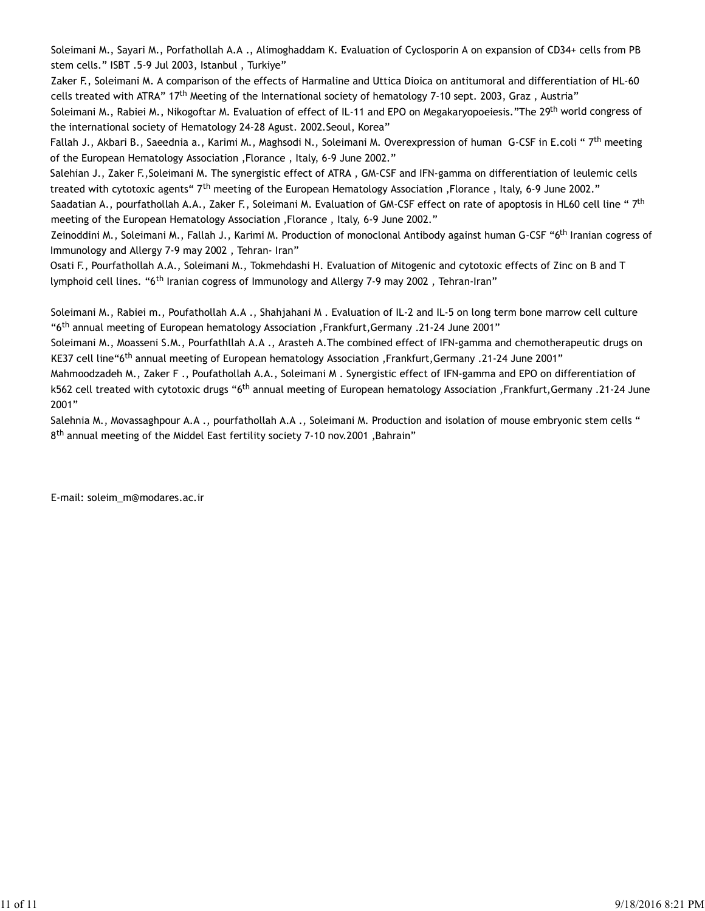Soleimani M., Sayari M., Porfathollah A.A ., Alimoghaddam K. Evaluation of Cyclosporin A on expansion of CD34+ cells from PB stem cells." ISBT .5-9 Jul 2003, Istanbul , Turkiye"

Zaker F., Soleimani M. A comparison of the effects of Harmaline and Uttica Dioica on antitumoral and differentiation of HL-60 cells treated with ATRA" 17th Meeting of the International society of hematology 7-10 sept. 2003, Graz , Austria"

Soleimani M., Rabiei M., Nikogoftar M. Evaluation of effect of IL-11 and EPO on Megakaryopoeiesis."The 29th world congress of the international society of Hematology 24-28 Agust. 2002.Seoul, Korea"

Fallah J., Akbari B., Saeednia a., Karimi M., Maghsodi N., Soleimani M. Overexpression of human G-CSF in E.coli " 7th meeting of the European Hematology Association ,Florance , Italy, 6-9 June 2002."

Salehian J., Zaker F.,Soleimani M. The synergistic effect of ATRA , GM-CSF and IFN-gamma on differentiation of leulemic cells treated with cytotoxic agents" 7th meeting of the European Hematology Association ,Florance , Italy, 6-9 June 2002."

Saadatian A., pourfathollah A.A., Zaker F., Soleimani M. Evaluation of GM-CSF effect on rate of apoptosis in HL60 cell line " 7th meeting of the European Hematology Association ,Florance , Italy, 6-9 June 2002."

Zeinoddini M., Soleimani M., Fallah J., Karimi M. Production of monoclonal Antibody against human G-CSF "6th Iranian cogress of Immunology and Allergy 7-9 may 2002 , Tehran- Iran"

Osati F., Pourfathollah A.A., Soleimani M., Tokmehdashi H. Evaluation of Mitogenic and cytotoxic effects of Zinc on B and T lymphoid cell lines. "6th Iranian cogress of Immunology and Allergy 7-9 may 2002 , Tehran-Iran"

Soleimani M., Rabiei m., Poufathollah A.A ., Shahjahani M . Evaluation of IL-2 and IL-5 on long term bone marrow cell culture "6th annual meeting of European hematology Association ,Frankfurt,Germany .21-24 June 2001"

Soleimani M., Moasseni S.M., Pourfathllah A.A ., Arasteh A.The combined effect of IFN-gamma and chemotherapeutic drugs on KE37 cell line"6th annual meeting of European hematology Association ,Frankfurt,Germany .21-24 June 2001"

Mahmoodzadeh M., Zaker F ., Poufathollah A.A., Soleimani M . Synergistic effect of IFN-gamma and EPO on differentiation of k562 cell treated with cytotoxic drugs "6th annual meeting of European hematology Association ,Frankfurt,Germany .21-24 June 2001"

Salehnia M., Movassaghpour A.A ., pourfathollah A.A ., Soleimani M. Production and isolation of mouse embryonic stem cells " 8th annual meeting of the Middel East fertility society 7-10 nov.2001 ,Bahrain"

E-mail: soleim_m@modares.ac.ir